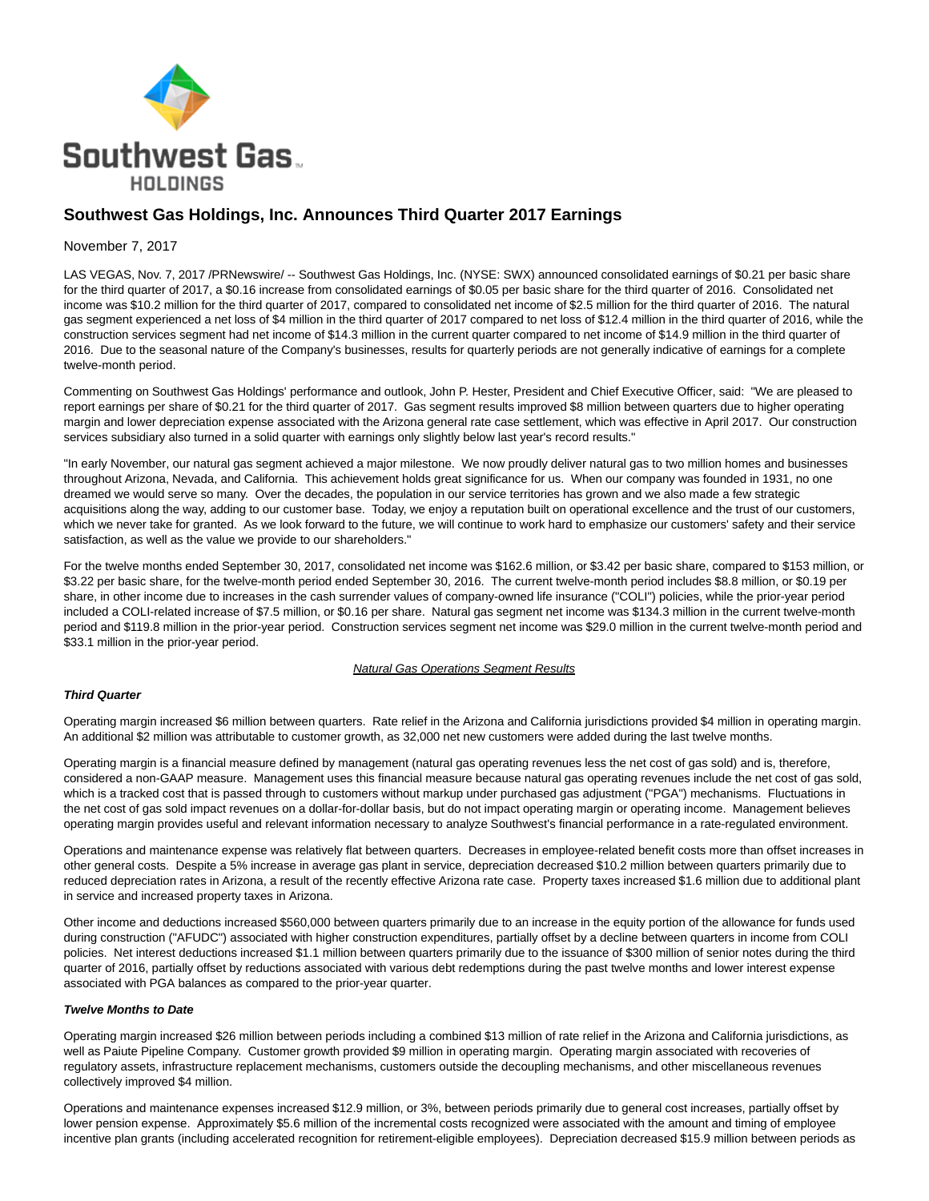# Southwest Gas Holdings, Inc. Announces Third Quarter 2017 Earnings

November 7, 2017

LAS VEGAS, Nov. 7, 2017 /PRNewswire/ -- Southwest Gas Holdings, Inc. (NYSE: SWX) announced consolidated earnings of $0.21 per basic share for the third quarter of 2017, a $0.16 increase from consolidated earnings of $0.05 per basic share for the third quarter of 2016. Consolidated net income was $10.2 million for the third quarter of 2017, compared to consolidated net income of $2.5 million for the third quarter of 2016. The natural gas segment experienced a net loss of $4 million in the third quarter of 2017 compared to net loss of $12.4 million in the third quarter of 2016, while the construction services segment had net income of $14.3 million in the current quarter compared to net income of $14.9 million in the third quarter of 2016. Due to the seasonal nature of the Company's businesses, results for quarterly periods are not generally indicative of earnings for a complete twelve-month period.

Commenting on Southwest Gas Holdings' performance and outlook, John P. Hester, President and Chief Executive Officer, said: "We are pleased to report earnings per share of $0.21 for the third quarter of 2017. Gas segment results improved $8 million between quarters due to higher operating margin and lower depreciation expense associated with the Arizona general rate case settlement, which was effective in April 2017. Our construction services subsidiary also turned in a solid quarter with earnings only slightly below last year's record results."

"In early November, our natural gas segment achieved a major milestone. We now proudly deliver natural gas to two million homes and businesses throughout Arizona, Nevada, and California. This achievement holds great significance for us. When our company was founded in 1931, no one dreamed we would serve so many. Over the decades, the population in our service territories has grown and we also made a few strategic acquisitions along the way, adding to our customer base. Today, we enjoy a reputation built on operational excellence and the trust of our customers, which we never take for granted. As we look forward to the future, we will continue to work hard to emphasize our customers' safety and their service satisfaction, as well as the value we provide to our shareholders."

For the twelve months ended September 30, 2017, consolidated net income was $162.6 million, or $3.42 per basic share, compared to $153 million, or $3.22 per basic share, for the twelve-month period ended September 30, 2016. The current twelve-month period includes $8.8 million, or $0.19 per share, in other income due to increases in the cash surrender values of company-owned life insurance ("COLI") policies, while the prior-year period included a COLI-related increase of $7.5 million, or $0.16 per share. Natural gas segment net income was $134.3 million in the current twelve-month period and $119.8 million in the prior-year period. Construction services segment net income was $29.0 million in the current twelve-month period and $33.1 million in the prior-year period.

## Natural Gas Operations Segment Results

### *Third Quarter*

Operating margin increased $6 million between quarters. Rate relief in the Arizona and California jurisdictions provided $4 million in operating margin. An additional $2 million was attributable to customer growth, as 32,000 net new customers were added during the last twelve months.

Operating margin is a financial measure defined by management (natural gas operating revenues less the net cost of gas sold) and is, therefore, considered a non-GAAP measure. Management uses this financial measure because natural gas operating revenues include the net cost of gas sold, which is a tracked cost that is passed through to customers without markup under purchased gas adjustment ("PGA") mechanisms. Fluctuations in the net cost of gas sold impact revenues on a dollar-for-dollar basis, but do not impact operating margin or operating income. Management believes operating margin provides useful and relevant information necessary to analyze Southwest's financial performance in a rate-regulated environment.

Operations and maintenance expense was relatively flat between quarters. Decreases in employee-related benefit costs more than offset increases in other general costs. Despite a 5% increase in average gas plant in service, depreciation decreased $10.2 million between quarters primarily due to reduced depreciation rates in Arizona, a result of the recently effective Arizona rate case. Property taxes increased $1.6 million due to additional plant in service and increased property taxes in Arizona.

Other income and deductions increased $560,000 between quarters primarily due to an increase in the equity portion of the allowance for funds used during construction ("AFUDC") associated with higher construction expenditures, partially offset by a decline between quarters in income from COLI policies. Net interest deductions increased $1.1 million between quarters primarily due to the issuance of $300 million of senior notes during the third quarter of 2016, partially offset by reductions associated with various debt redemptions during the past twelve months and lower interest expense associated with PGA balances as compared to the prior-year quarter.

### *Twelve Months to Date*

Operating margin increased $26 million between periods including a combined $13 million of rate relief in the Arizona and California jurisdictions, as well as Paiute Pipeline Company. Customer growth provided $9 million in operating margin. Operating margin associated with recoveries of regulatory assets, infrastructure replacement mechanisms, customers outside the decoupling mechanisms, and other miscellaneous revenues collectively improved $4 million.

Operations and maintenance expenses increased $12.9 million, or 3%, between periods primarily due to general cost increases, partially offset by lower pension expense. Approximately $5.6 million of the incremental costs recognized were associated with the amount and timing of employee incentive plan grants (including accelerated recognition for retirement-eligible employees). Depreciation decreased $15.9 million between periods as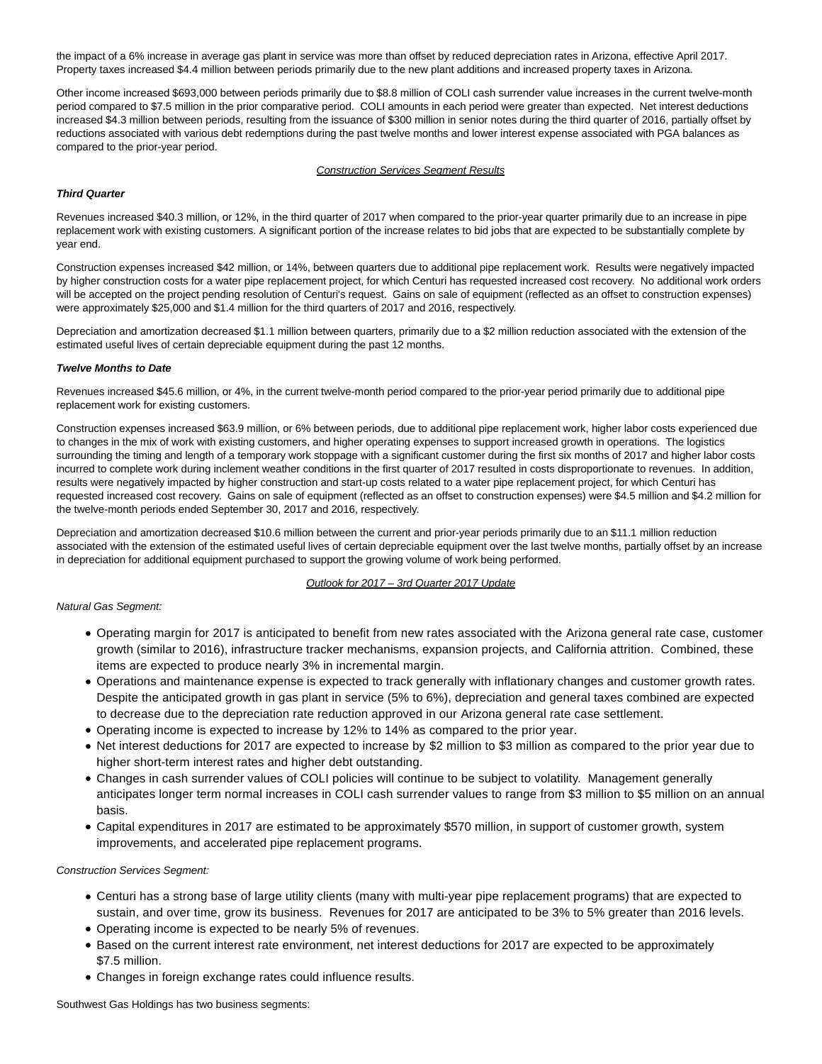the impact of a 6% increase in average gas plant in service was more than offset by reduced depreciation rates in Arizona, effective April 2017. Property taxes increased $4.4 million between periods primarily due to the new plant additions and increased property taxes in Arizona.

Other income increased $693,000 between periods primarily due to $8.8 million of COLI cash surrender value increases in the current twelve-month period compared to $7.5 million in the prior comparative period. COLI amounts in each period were greater than expected. Net interest deductions increased $4.3 million between periods, resulting from the issuance of $300 million in senior notes during the third quarter of 2016, partially offset by reductions associated with various debt redemptions during the past twelve months and lower interest expense associated with PGA balances as compared to the prior-year period.

## Construction Services Segment Results

***Third Quarter***

Revenues increased $40.3 million, or 12%, in the third quarter of 2017 when compared to the prior-year quarter primarily due to an increase in pipe replacement work with existing customers. A significant portion of the increase relates to bid jobs that are expected to be substantially complete by year end.

Construction expenses increased $42 million, or 14%, between quarters due to additional pipe replacement work. Results were negatively impacted by higher construction costs for a water pipe replacement project, for which Centuri has requested increased cost recovery. No additional work orders will be accepted on the project pending resolution of Centuri's request. Gains on sale of equipment (reflected as an offset to construction expenses) were approximately $25,000 and $1.4 million for the third quarters of 2017 and 2016, respectively.

Depreciation and amortization decreased $1.1 million between quarters, primarily due to a $2 million reduction associated with the extension of the estimated useful lives of certain depreciable equipment during the past 12 months.

***Twelve Months to Date***

Revenues increased $45.6 million, or 4%, in the current twelve-month period compared to the prior-year period primarily due to additional pipe replacement work for existing customers.

Construction expenses increased $63.9 million, or 6% between periods, due to additional pipe replacement work, higher labor costs experienced due to changes in the mix of work with existing customers, and higher operating expenses to support increased growth in operations. The logistics surrounding the timing and length of a temporary work stoppage with a significant customer during the first six months of 2017 and higher labor costs incurred to complete work during inclement weather conditions in the first quarter of 2017 resulted in costs disproportionate to revenues. In addition, results were negatively impacted by higher construction and start-up costs related to a water pipe replacement project, for which Centuri has requested increased cost recovery. Gains on sale of equipment (reflected as an offset to construction expenses) were $4.5 million and $4.2 million for the twelve-month periods ended September 30, 2017 and 2016, respectively.

Depreciation and amortization decreased $10.6 million between the current and prior-year periods primarily due to an $11.1 million reduction associated with the extension of the estimated useful lives of certain depreciable equipment over the last twelve months, partially offset by an increase in depreciation for additional equipment purchased to support the growing volume of work being performed.

## Outlook for 2017 – 3rd Quarter 2017 Update

*Natural Gas Segment:*

- Operating margin for 2017 is anticipated to benefit from new rates associated with the Arizona general rate case, customer growth (similar to 2016), infrastructure tracker mechanisms, expansion projects, and California attrition. Combined, these items are expected to produce nearly 3% in incremental margin.
- Operations and maintenance expense is expected to track generally with inflationary changes and customer growth rates. Despite the anticipated growth in gas plant in service (5% to 6%), depreciation and general taxes combined are expected to decrease due to the depreciation rate reduction approved in our Arizona general rate case settlement.
- Operating income is expected to increase by 12% to 14% as compared to the prior year.
- Net interest deductions for 2017 are expected to increase by $2 million to $3 million as compared to the prior year due to higher short-term interest rates and higher debt outstanding.
- Changes in cash surrender values of COLI policies will continue to be subject to volatility. Management generally anticipates longer term normal increases in COLI cash surrender values to range from $3 million to $5 million on an annual basis.
- Capital expenditures in 2017 are estimated to be approximately $570 million, in support of customer growth, system improvements, and accelerated pipe replacement programs.

*Construction Services Segment:*

- Centuri has a strong base of large utility clients (many with multi-year pipe replacement programs) that are expected to sustain, and over time, grow its business. Revenues for 2017 are anticipated to be 3% to 5% greater than 2016 levels.
- Operating income is expected to be nearly 5% of revenues.
- Based on the current interest rate environment, net interest deductions for 2017 are expected to be approximately $7.5 million.
- Changes in foreign exchange rates could influence results.

Southwest Gas Holdings has two business segments: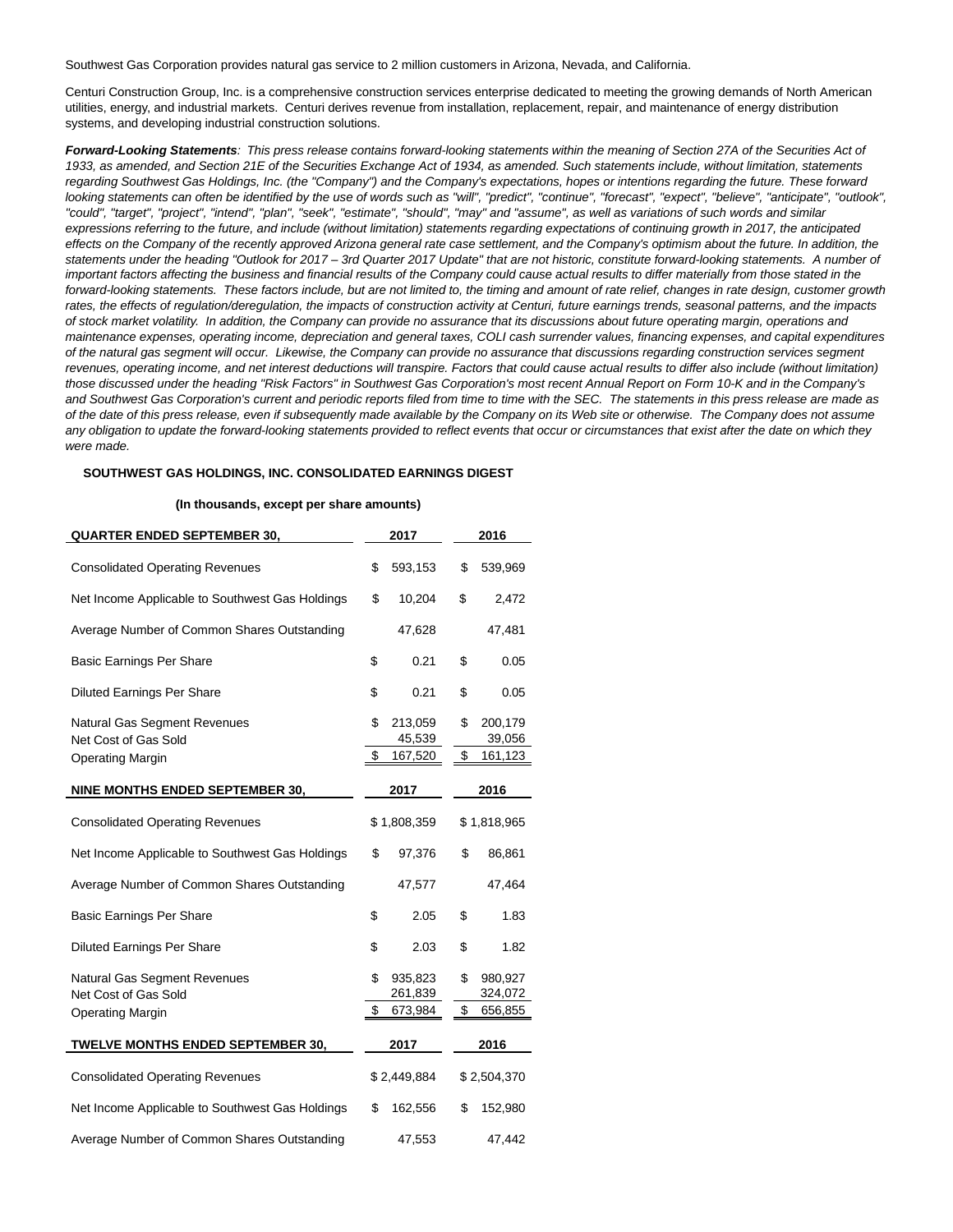Southwest Gas Corporation provides natural gas service to 2 million customers in Arizona, Nevada, and California.

Centuri Construction Group, Inc. is a comprehensive construction services enterprise dedicated to meeting the growing demands of North American utilities, energy, and industrial markets. Centuri derives revenue from installation, replacement, repair, and maintenance of energy distribution systems, and developing industrial construction solutions.

***Forward-Looking Statements****: This press release contains forward-looking statements within the meaning of Section 27A of the Securities Act of 1933, as amended, and Section 21E of the Securities Exchange Act of 1934, as amended. Such statements include, without limitation, statements regarding Southwest Gas Holdings, Inc. (the "Company") and the Company's expectations, hopes or intentions regarding the future. These forward looking statements can often be identified by the use of words such as "will", "predict", "continue", "forecast", "expect", "believe", "anticipate", "outlook", "could", "target", "project", "intend", "plan", "seek", "estimate", "should", "may" and "assume", as well as variations of such words and similar expressions referring to the future, and include (without limitation) statements regarding expectations of continuing growth in 2017, the anticipated effects on the Company of the recently approved Arizona general rate case settlement, and the Company's optimism about the future. In addition, the statements under the heading "Outlook for 2017 – 3rd Quarter 2017 Update" that are not historic, constitute forward-looking statements. A number of important factors affecting the business and financial results of the Company could cause actual results to differ materially from those stated in the forward-looking statements. These factors include, but are not limited to, the timing and amount of rate relief, changes in rate design, customer growth rates, the effects of regulation/deregulation, the impacts of construction activity at Centuri, future earnings trends, seasonal patterns, and the impacts of stock market volatility. In addition, the Company can provide no assurance that its discussions about future operating margin, operations and maintenance expenses, operating income, depreciation and general taxes, COLI cash surrender values, financing expenses, and capital expenditures of the natural gas segment will occur. Likewise, the Company can provide no assurance that discussions regarding construction services segment revenues, operating income, and net interest deductions will transpire. Factors that could cause actual results to differ also include (without limitation) those discussed under the heading "Risk Factors" in Southwest Gas Corporation's most recent Annual Report on Form 10-K and in the Company's and Southwest Gas Corporation's current and periodic reports filed from time to time with the SEC. The statements in this press release are made as of the date of this press release, even if subsequently made available by the Company on its Web site or otherwise. The Company does not assume any obligation to update the forward-looking statements provided to reflect events that occur or circumstances that exist after the date on which they were made.*

**SOUTHWEST GAS HOLDINGS, INC. CONSOLIDATED EARNINGS DIGEST**

**(In thousands, except per share amounts)**

| **QUARTER ENDED SEPTEMBER 30,** | **2017** | **2016** |
|---|---|---|
| Consolidated Operating Revenues | $ 593,153 | $ 539,969 |
| Net Income Applicable to Southwest Gas Holdings | $ 10,204 | $ 2,472 |
| Average Number of Common Shares Outstanding | 47,628 | 47,481 |
| Basic Earnings Per Share | $ 0.21 | $ 0.05 |
| Diluted Earnings Per Share | $ 0.21 | $ 0.05 |
| Natural Gas Segment Revenues | $ 213,059 | $ 200,179 |
| Net Cost of Gas Sold | 45,539 | 39,056 |
| Operating Margin | $ 167,520 | $ 161,123 |
| **NINE MONTHS ENDED SEPTEMBER 30,** | **2017** | **2016** |
| Consolidated Operating Revenues | $ 1,808,359 | $ 1,818,965 |
| Net Income Applicable to Southwest Gas Holdings | $ 97,376 | $ 86,861 |
| Average Number of Common Shares Outstanding | 47,577 | 47,464 |
| Basic Earnings Per Share | $ 2.05 | $ 1.83 |
| Diluted Earnings Per Share | $ 2.03 | $ 1.82 |
| Natural Gas Segment Revenues | $ 935,823 | $ 980,927 |
| Net Cost of Gas Sold | 261,839 | 324,072 |
| Operating Margin | $ 673,984 | $ 656,855 |
| **TWELVE MONTHS ENDED SEPTEMBER 30,** | **2017** | **2016** |
| Consolidated Operating Revenues | $ 2,449,884 | $ 2,504,370 |
| Net Income Applicable to Southwest Gas Holdings | $ 162,556 | $ 152,980 |
| Average Number of Common Shares Outstanding | 47,553 | 47,442 |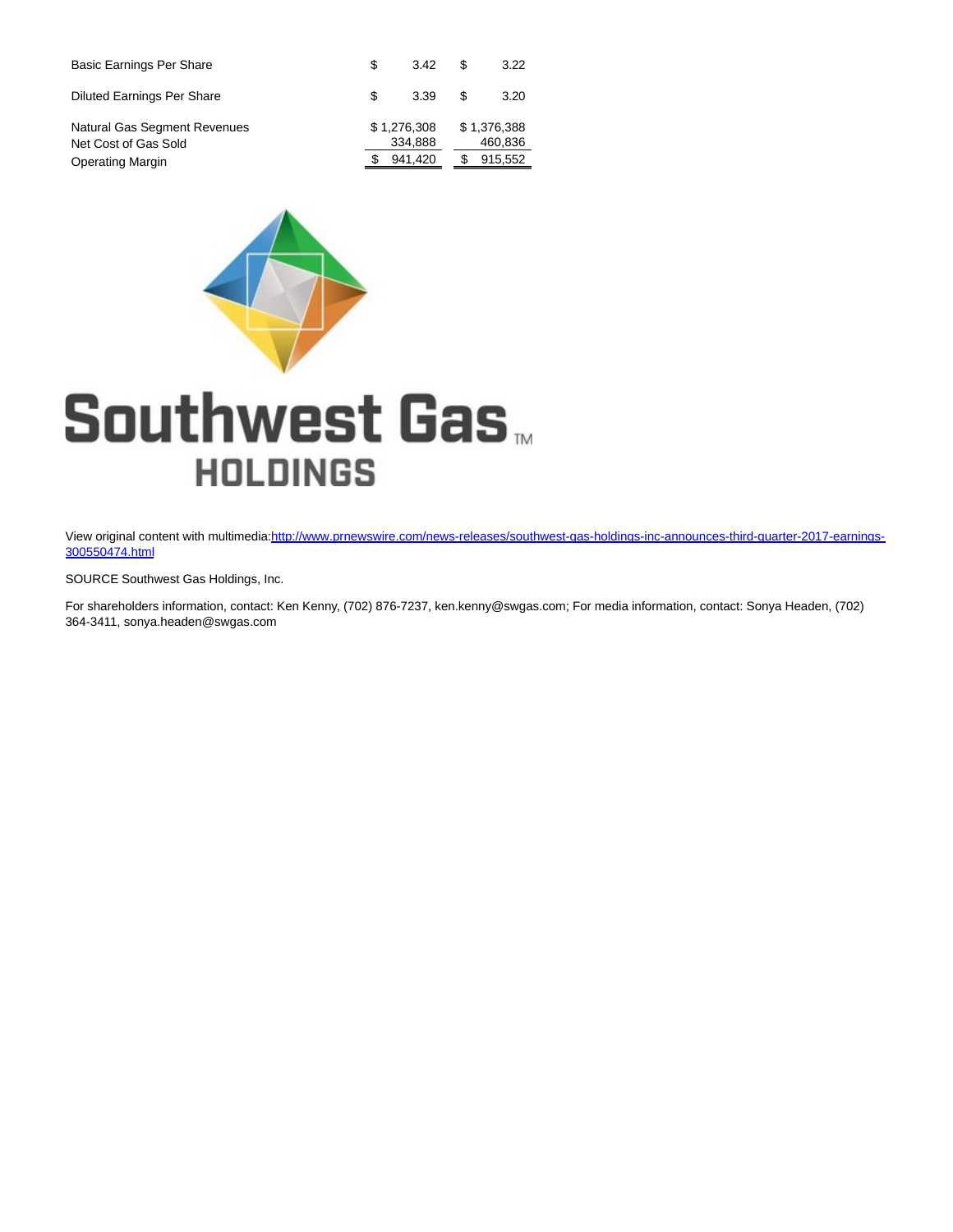| | | |
|---|---|---|
| Basic Earnings Per Share | $ 3.42 | $ 3.22 |
| Diluted Earnings Per Share | $ 3.39 | $ 3.20 |
| Natural Gas Segment Revenues | $ 1,276,308 | $ 1,376,388 |
| Net Cost of Gas Sold | 334,888 | 460,836 |
| Operating Margin | $ 941,420 | $ 915,552 |

View original content with multimedia:http://www.prnewswire.com/news-releases/southwest-gas-holdings-inc-announces-third-quarter-2017-earnings-300550474.html

SOURCE Southwest Gas Holdings, Inc.

For shareholders information, contact: Ken Kenny, (702) 876-7237, ken.kenny@swgas.com; For media information, contact: Sonya Headen, (702) 364-3411, sonya.headen@swgas.com